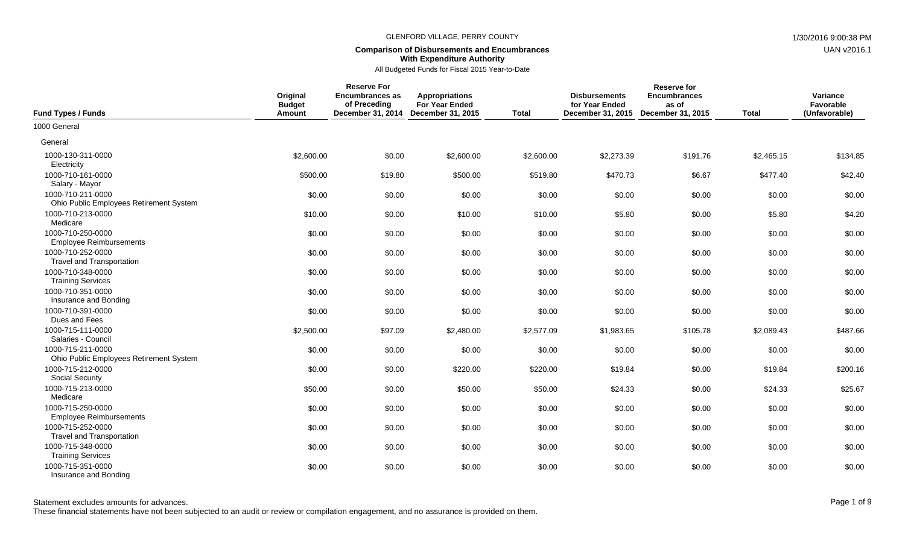GLENFORD VILLAGE, PERRY COUNTY

**Comparison of Disbursements and Encumbrances With Expenditure Authority**

All Budgeted Funds for Fiscal 2015 Year-to-Date

| Fund Types / Funds | Original Budget Amount | Reserve For Encumbrances as of Preceding December 31, 2014 | Appropriations For Year Ended December 31, 2015 | Total | Disbursements for Year Ended December 31, 2015 | Reserve for Encumbrances as of December 31, 2015 | Total | Variance Favorable (Unfavorable) |
|---|---|---|---|---|---|---|---|---|
| 1000 General | | | | | | | | |
| General | | | | | | | | |
| 1000-130-311-0000 Electricity | $2,600.00 | $0.00 | $2,600.00 | $2,600.00 | $2,273.39 | $191.76 | $2,465.15 | $134.85 |
| 1000-710-161-0000 Salary - Mayor | $500.00 | $19.80 | $500.00 | $519.80 | $470.73 | $6.67 | $477.40 | $42.40 |
| 1000-710-211-0000 Ohio Public Employees Retirement System | $0.00 | $0.00 | $0.00 | $0.00 | $0.00 | $0.00 | $0.00 | $0.00 |
| 1000-710-213-0000 Medicare | $10.00 | $0.00 | $10.00 | $10.00 | $5.80 | $0.00 | $5.80 | $4.20 |
| 1000-710-250-0000 Employee Reimbursements | $0.00 | $0.00 | $0.00 | $0.00 | $0.00 | $0.00 | $0.00 | $0.00 |
| 1000-710-252-0000 Travel and Transportation | $0.00 | $0.00 | $0.00 | $0.00 | $0.00 | $0.00 | $0.00 | $0.00 |
| 1000-710-348-0000 Training Services | $0.00 | $0.00 | $0.00 | $0.00 | $0.00 | $0.00 | $0.00 | $0.00 |
| 1000-710-351-0000 Insurance and Bonding | $0.00 | $0.00 | $0.00 | $0.00 | $0.00 | $0.00 | $0.00 | $0.00 |
| 1000-710-391-0000 Dues and Fees | $0.00 | $0.00 | $0.00 | $0.00 | $0.00 | $0.00 | $0.00 | $0.00 |
| 1000-715-111-0000 Salaries - Council | $2,500.00 | $97.09 | $2,480.00 | $2,577.09 | $1,983.65 | $105.78 | $2,089.43 | $487.66 |
| 1000-715-211-0000 Ohio Public Employees Retirement System | $0.00 | $0.00 | $0.00 | $0.00 | $0.00 | $0.00 | $0.00 | $0.00 |
| 1000-715-212-0000 Social Security | $0.00 | $0.00 | $220.00 | $220.00 | $19.84 | $0.00 | $19.84 | $200.16 |
| 1000-715-213-0000 Medicare | $50.00 | $0.00 | $50.00 | $50.00 | $24.33 | $0.00 | $24.33 | $25.67 |
| 1000-715-250-0000 Employee Reimbursements | $0.00 | $0.00 | $0.00 | $0.00 | $0.00 | $0.00 | $0.00 | $0.00 |
| 1000-715-252-0000 Travel and Transportation | $0.00 | $0.00 | $0.00 | $0.00 | $0.00 | $0.00 | $0.00 | $0.00 |
| 1000-715-348-0000 Training Services | $0.00 | $0.00 | $0.00 | $0.00 | $0.00 | $0.00 | $0.00 | $0.00 |
| 1000-715-351-0000 Insurance and Bonding | $0.00 | $0.00 | $0.00 | $0.00 | $0.00 | $0.00 | $0.00 | $0.00 |

Statement excludes amounts for advances.

These financial statements have not been subjected to an audit or review or compilation engagement, and no assurance is provided on them.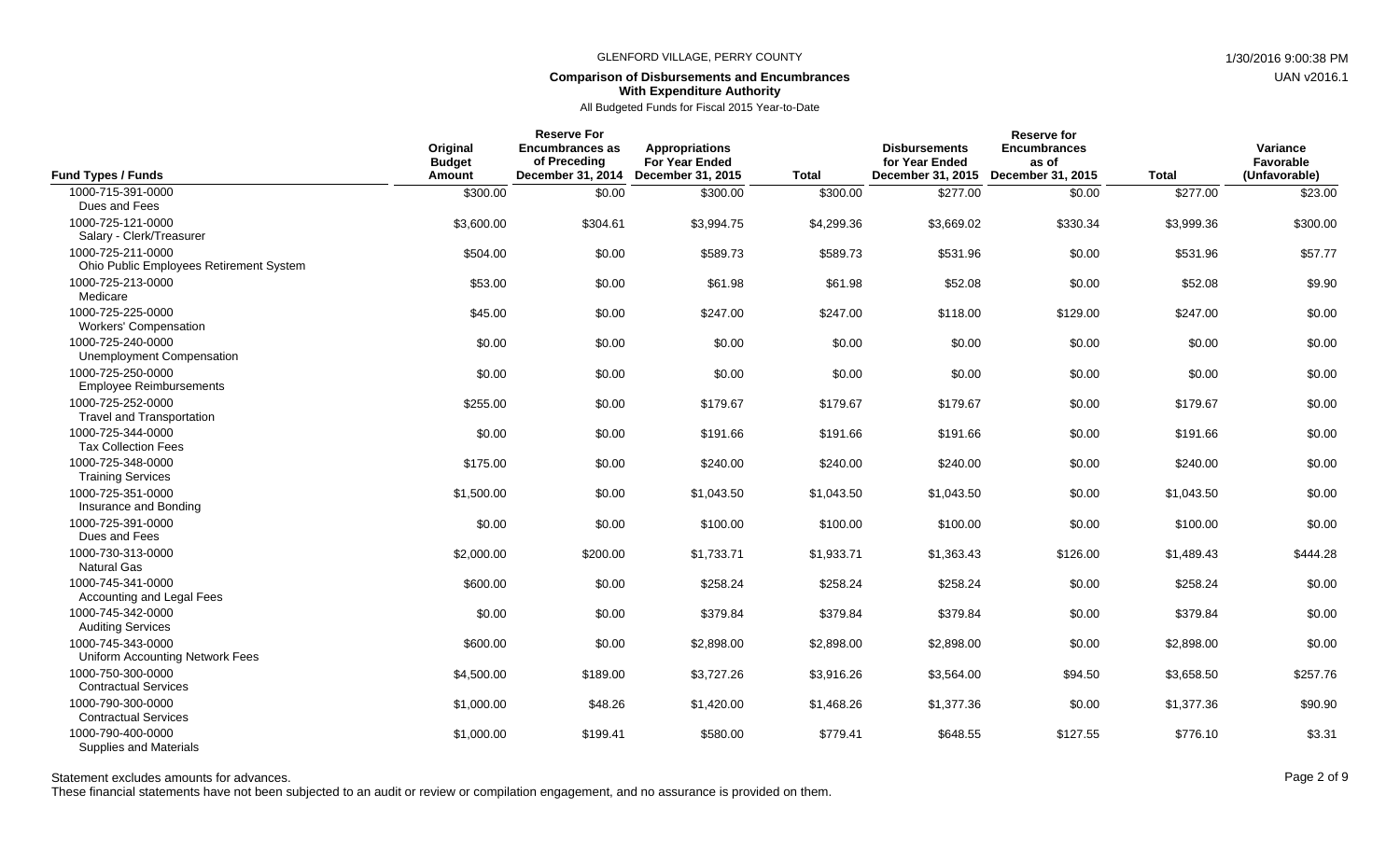GLENFORD VILLAGE, PERRY COUNTY

**Comparison of Disbursements and Encumbrances**
**With Expenditure Authority**

All Budgeted Funds for Fiscal 2015 Year-to-Date

| Fund Types / Funds | Original Budget Amount | Reserve For Encumbrances as of Preceding December 31, 2014 | Appropriations For Year Ended December 31, 2015 | Total | Disbursements for Year Ended December 31, 2015 | Reserve for Encumbrances as of December 31, 2015 | Total | Variance Favorable (Unfavorable) |
|---|---|---|---|---|---|---|---|---|
| 1000-715-391-0000 Dues and Fees | $300.00 | $0.00 | $300.00 | $300.00 | $277.00 | $0.00 | $277.00 | $23.00 |
| 1000-725-121-0000 Salary - Clerk/Treasurer | $3,600.00 | $304.61 | $3,994.75 | $4,299.36 | $3,669.02 | $330.34 | $3,999.36 | $300.00 |
| 1000-725-211-0000 Ohio Public Employees Retirement System | $504.00 | $0.00 | $589.73 | $589.73 | $531.96 | $0.00 | $531.96 | $57.77 |
| 1000-725-213-0000 Medicare | $53.00 | $0.00 | $61.98 | $61.98 | $52.08 | $0.00 | $52.08 | $9.90 |
| 1000-725-225-0000 Workers' Compensation | $45.00 | $0.00 | $247.00 | $247.00 | $118.00 | $129.00 | $247.00 | $0.00 |
| 1000-725-240-0000 Unemployment Compensation | $0.00 | $0.00 | $0.00 | $0.00 | $0.00 | $0.00 | $0.00 | $0.00 |
| 1000-725-250-0000 Employee Reimbursements | $0.00 | $0.00 | $0.00 | $0.00 | $0.00 | $0.00 | $0.00 | $0.00 |
| 1000-725-252-0000 Travel and Transportation | $255.00 | $0.00 | $179.67 | $179.67 | $179.67 | $0.00 | $179.67 | $0.00 |
| 1000-725-344-0000 Tax Collection Fees | $0.00 | $0.00 | $191.66 | $191.66 | $191.66 | $0.00 | $191.66 | $0.00 |
| 1000-725-348-0000 Training Services | $175.00 | $0.00 | $240.00 | $240.00 | $240.00 | $0.00 | $240.00 | $0.00 |
| 1000-725-351-0000 Insurance and Bonding | $1,500.00 | $0.00 | $1,043.50 | $1,043.50 | $1,043.50 | $0.00 | $1,043.50 | $0.00 |
| 1000-725-391-0000 Dues and Fees | $0.00 | $0.00 | $100.00 | $100.00 | $100.00 | $0.00 | $100.00 | $0.00 |
| 1000-730-313-0000 Natural Gas | $2,000.00 | $200.00 | $1,733.71 | $1,933.71 | $1,363.43 | $126.00 | $1,489.43 | $444.28 |
| 1000-745-341-0000 Accounting and Legal Fees | $600.00 | $0.00 | $258.24 | $258.24 | $258.24 | $0.00 | $258.24 | $0.00 |
| 1000-745-342-0000 Auditing Services | $0.00 | $0.00 | $379.84 | $379.84 | $379.84 | $0.00 | $379.84 | $0.00 |
| 1000-745-343-0000 Uniform Accounting Network Fees | $600.00 | $0.00 | $2,898.00 | $2,898.00 | $2,898.00 | $0.00 | $2,898.00 | $0.00 |
| 1000-750-300-0000 Contractual Services | $4,500.00 | $189.00 | $3,727.26 | $3,916.26 | $3,564.00 | $94.50 | $3,658.50 | $257.76 |
| 1000-790-300-0000 Contractual Services | $1,000.00 | $48.26 | $1,420.00 | $1,468.26 | $1,377.36 | $0.00 | $1,377.36 | $90.90 |
| 1000-790-400-0000 Supplies and Materials | $1,000.00 | $199.41 | $580.00 | $779.41 | $648.55 | $127.55 | $776.10 | $3.31 |

Statement excludes amounts for advances.

These financial statements have not been subjected to an audit or review or compilation engagement, and no assurance is provided on them.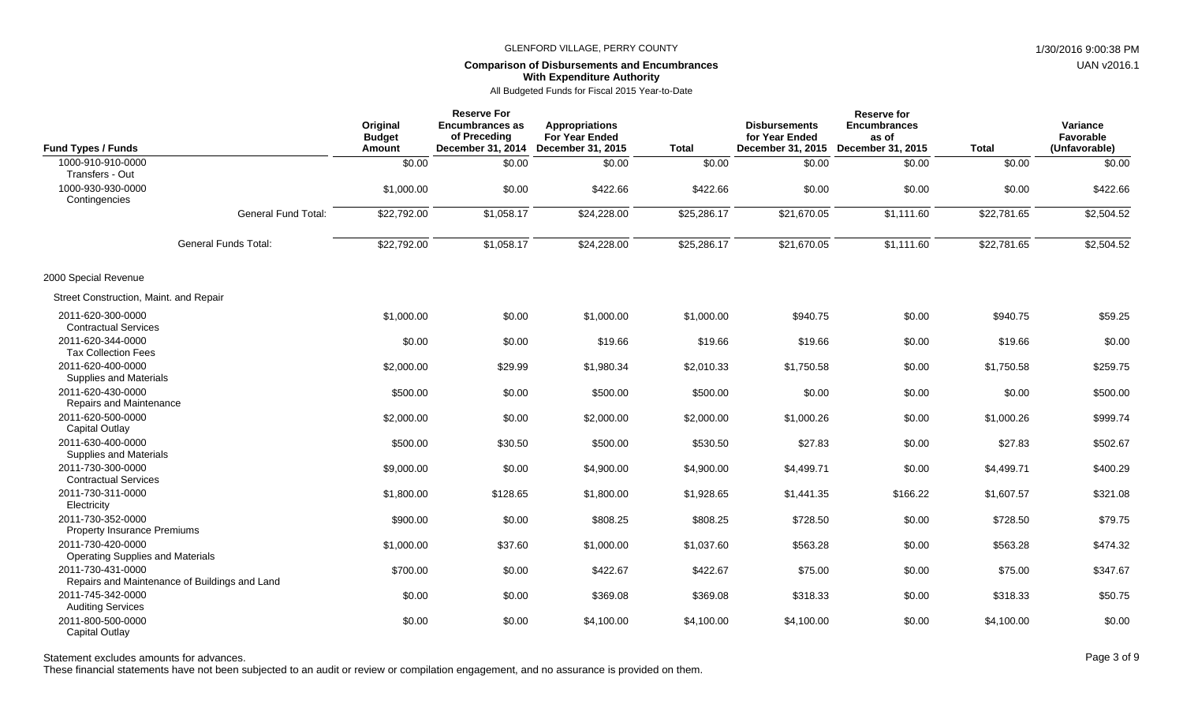GLENFORD VILLAGE, PERRY COUNTY

**Comparison of Disbursements and Encumbrances With Expenditure Authority**

All Budgeted Funds for Fiscal 2015 Year-to-Date

| Fund Types / Funds | Original Budget Amount | Reserve For Encumbrances as of Preceding December 31, 2014 | Appropriations For Year Ended December 31, 2015 | Total | Disbursements for Year Ended December 31, 2015 | Reserve for Encumbrances as of December 31, 2015 | Total | Variance Favorable (Unfavorable) |
|---|---|---|---|---|---|---|---|---|
| 1000-910-910-0000 Transfers - Out | $0.00 | $0.00 | $0.00 | $0.00 | $0.00 | $0.00 | $0.00 | $0.00 |
| 1000-930-930-0000 Contingencies | $1,000.00 | $0.00 | $422.66 | $422.66 | $0.00 | $0.00 | $0.00 | $422.66 |
| General Fund Total: | $22,792.00 | $1,058.17 | $24,228.00 | $25,286.17 | $21,670.05 | $1,111.60 | $22,781.65 | $2,504.52 |
| General Funds Total: | $22,792.00 | $1,058.17 | $24,228.00 | $25,286.17 | $21,670.05 | $1,111.60 | $22,781.65 | $2,504.52 |
| 2000 Special Revenue | | | | | | | | |
| Street Construction, Maint. and Repair | | | | | | | | |
| 2011-620-300-0000 Contractual Services | $1,000.00 | $0.00 | $1,000.00 | $1,000.00 | $940.75 | $0.00 | $940.75 | $59.25 |
| 2011-620-344-0000 Tax Collection Fees | $0.00 | $0.00 | $19.66 | $19.66 | $19.66 | $0.00 | $19.66 | $0.00 |
| 2011-620-400-0000 Supplies and Materials | $2,000.00 | $29.99 | $1,980.34 | $2,010.33 | $1,750.58 | $0.00 | $1,750.58 | $259.75 |
| 2011-620-430-0000 Repairs and Maintenance | $500.00 | $0.00 | $500.00 | $500.00 | $0.00 | $0.00 | $0.00 | $500.00 |
| 2011-620-500-0000 Capital Outlay | $2,000.00 | $0.00 | $2,000.00 | $2,000.00 | $1,000.26 | $0.00 | $1,000.26 | $999.74 |
| 2011-630-400-0000 Supplies and Materials | $500.00 | $30.50 | $500.00 | $530.50 | $27.83 | $0.00 | $27.83 | $502.67 |
| 2011-730-300-0000 Contractual Services | $9,000.00 | $0.00 | $4,900.00 | $4,900.00 | $4,499.71 | $0.00 | $4,499.71 | $400.29 |
| 2011-730-311-0000 Electricity | $1,800.00 | $128.65 | $1,800.00 | $1,928.65 | $1,441.35 | $166.22 | $1,607.57 | $321.08 |
| 2011-730-352-0000 Property Insurance Premiums | $900.00 | $0.00 | $808.25 | $808.25 | $728.50 | $0.00 | $728.50 | $79.75 |
| 2011-730-420-0000 Operating Supplies and Materials | $1,000.00 | $37.60 | $1,000.00 | $1,037.60 | $563.28 | $0.00 | $563.28 | $474.32 |
| 2011-730-431-0000 Repairs and Maintenance of Buildings and Land | $700.00 | $0.00 | $422.67 | $422.67 | $75.00 | $0.00 | $75.00 | $347.67 |
| 2011-745-342-0000 Auditing Services | $0.00 | $0.00 | $369.08 | $369.08 | $318.33 | $0.00 | $318.33 | $50.75 |
| 2011-800-500-0000 Capital Outlay | $0.00 | $0.00 | $4,100.00 | $4,100.00 | $4,100.00 | $0.00 | $4,100.00 | $0.00 |

Statement excludes amounts for advances.

These financial statements have not been subjected to an audit or review or compilation engagement, and no assurance is provided on them.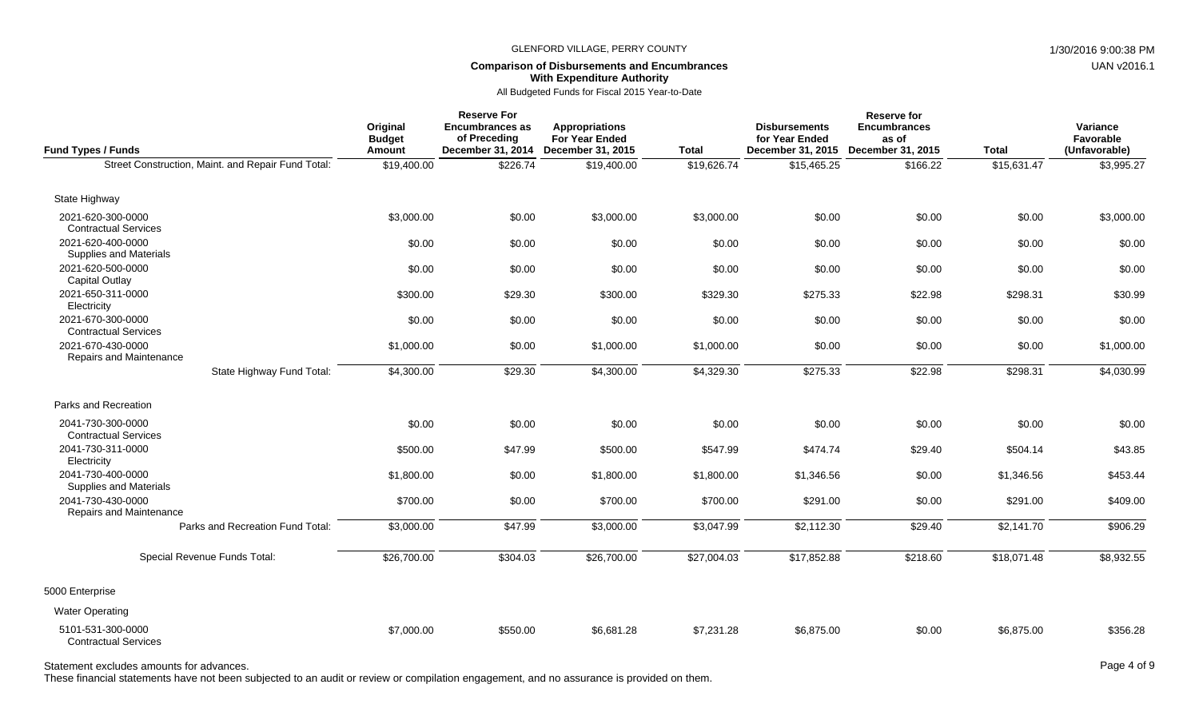GLENFORD VILLAGE, PERRY COUNTY

1/30/2016 9:00:38 PM

UAN v2016.1

**Comparison of Disbursements and Encumbrances With Expenditure Authority**

All Budgeted Funds for Fiscal 2015 Year-to-Date

| Fund Types / Funds | Original Budget Amount | Reserve For Encumbrances as of Preceding December 31, 2014 | Appropriations For Year Ended December 31, 2015 | Total | Disbursements for Year Ended December 31, 2015 | Reserve for Encumbrances as of December 31, 2015 | Total | Variance Favorable (Unfavorable) |
|---|---|---|---|---|---|---|---|---|
| Street Construction, Maint. and Repair Fund Total: | $19,400.00 | $226.74 | $19,400.00 | $19,626.74 | $15,465.25 | $166.22 | $15,631.47 | $3,995.27 |
| State Highway | | | | | | | | |
| 2021-620-300-0000 Contractual Services | $3,000.00 | $0.00 | $3,000.00 | $3,000.00 | $0.00 | $0.00 | $0.00 | $3,000.00 |
| 2021-620-400-0000 Supplies and Materials | $0.00 | $0.00 | $0.00 | $0.00 | $0.00 | $0.00 | $0.00 | $0.00 |
| 2021-620-500-0000 Capital Outlay | $0.00 | $0.00 | $0.00 | $0.00 | $0.00 | $0.00 | $0.00 | $0.00 |
| 2021-650-311-0000 Electricity | $300.00 | $29.30 | $300.00 | $329.30 | $275.33 | $22.98 | $298.31 | $30.99 |
| 2021-670-300-0000 Contractual Services | $0.00 | $0.00 | $0.00 | $0.00 | $0.00 | $0.00 | $0.00 | $0.00 |
| 2021-670-430-0000 Repairs and Maintenance | $1,000.00 | $0.00 | $1,000.00 | $1,000.00 | $0.00 | $0.00 | $0.00 | $1,000.00 |
| State Highway Fund Total: | $4,300.00 | $29.30 | $4,300.00 | $4,329.30 | $275.33 | $22.98 | $298.31 | $4,030.99 |
| Parks and Recreation | | | | | | | | |
| 2041-730-300-0000 Contractual Services | $0.00 | $0.00 | $0.00 | $0.00 | $0.00 | $0.00 | $0.00 | $0.00 |
| 2041-730-311-0000 Electricity | $500.00 | $47.99 | $500.00 | $547.99 | $474.74 | $29.40 | $504.14 | $43.85 |
| 2041-730-400-0000 Supplies and Materials | $1,800.00 | $0.00 | $1,800.00 | $1,800.00 | $1,346.56 | $0.00 | $1,346.56 | $453.44 |
| 2041-730-430-0000 Repairs and Maintenance | $700.00 | $0.00 | $700.00 | $700.00 | $291.00 | $0.00 | $291.00 | $409.00 |
| Parks and Recreation Fund Total: | $3,000.00 | $47.99 | $3,000.00 | $3,047.99 | $2,112.30 | $29.40 | $2,141.70 | $906.29 |
| Special Revenue Funds Total: | $26,700.00 | $304.03 | $26,700.00 | $27,004.03 | $17,852.88 | $218.60 | $18,071.48 | $8,932.55 |
| 5000 Enterprise | | | | | | | | |
| Water Operating | | | | | | | | |
| 5101-531-300-0000 Contractual Services | $7,000.00 | $550.00 | $6,681.28 | $7,231.28 | $6,875.00 | $0.00 | $6,875.00 | $356.28 |

Statement excludes amounts for advances.

These financial statements have not been subjected to an audit or review or compilation engagement, and no assurance is provided on them.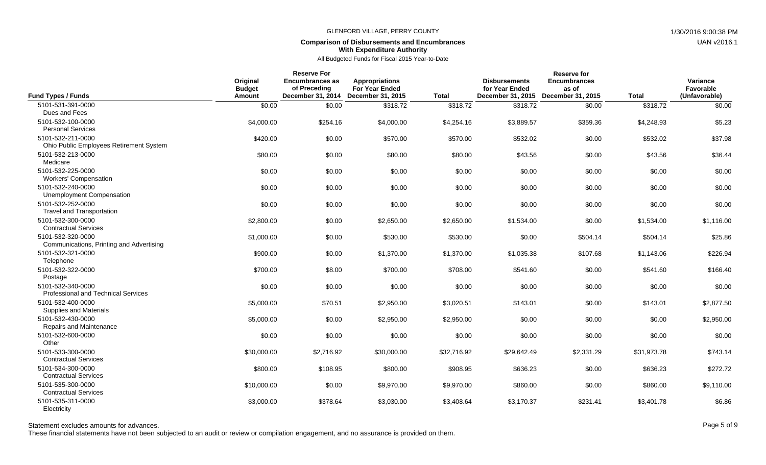GLENFORD VILLAGE, PERRY COUNTY

**Comparison of Disbursements and Encumbrances With Expenditure Authority**

All Budgeted Funds for Fiscal 2015 Year-to-Date

| Fund Types / Funds | Original Budget Amount | Reserve For Encumbrances as of Preceding December 31, 2014 | Appropriations For Year Ended December 31, 2015 | Total | Disbursements for Year Ended December 31, 2015 | Reserve for Encumbrances as of December 31, 2015 | Total | Variance Favorable (Unfavorable) |
|---|---|---|---|---|---|---|---|---|
| 5101-531-391-0000 Dues and Fees | $0.00 | $0.00 | $318.72 | $318.72 | $318.72 | $0.00 | $318.72 | $0.00 |
| 5101-532-100-0000 Personal Services | $4,000.00 | $254.16 | $4,000.00 | $4,254.16 | $3,889.57 | $359.36 | $4,248.93 | $5.23 |
| 5101-532-211-0000 Ohio Public Employees Retirement System | $420.00 | $0.00 | $570.00 | $570.00 | $532.02 | $0.00 | $532.02 | $37.98 |
| 5101-532-213-0000 Medicare | $80.00 | $0.00 | $80.00 | $80.00 | $43.56 | $0.00 | $43.56 | $36.44 |
| 5101-532-225-0000 Workers' Compensation | $0.00 | $0.00 | $0.00 | $0.00 | $0.00 | $0.00 | $0.00 | $0.00 |
| 5101-532-240-0000 Unemployment Compensation | $0.00 | $0.00 | $0.00 | $0.00 | $0.00 | $0.00 | $0.00 | $0.00 |
| 5101-532-252-0000 Travel and Transportation | $0.00 | $0.00 | $0.00 | $0.00 | $0.00 | $0.00 | $0.00 | $0.00 |
| 5101-532-300-0000 Contractual Services | $2,800.00 | $0.00 | $2,650.00 | $2,650.00 | $1,534.00 | $0.00 | $1,534.00 | $1,116.00 |
| 5101-532-320-0000 Communications, Printing and Advertising | $1,000.00 | $0.00 | $530.00 | $530.00 | $0.00 | $504.14 | $504.14 | $25.86 |
| 5101-532-321-0000 Telephone | $900.00 | $0.00 | $1,370.00 | $1,370.00 | $1,035.38 | $107.68 | $1,143.06 | $226.94 |
| 5101-532-322-0000 Postage | $700.00 | $8.00 | $700.00 | $708.00 | $541.60 | $0.00 | $541.60 | $166.40 |
| 5101-532-340-0000 Professional and Technical Services | $0.00 | $0.00 | $0.00 | $0.00 | $0.00 | $0.00 | $0.00 | $0.00 |
| 5101-532-400-0000 Supplies and Materials | $5,000.00 | $70.51 | $2,950.00 | $3,020.51 | $143.01 | $0.00 | $143.01 | $2,877.50 |
| 5101-532-430-0000 Repairs and Maintenance | $5,000.00 | $0.00 | $2,950.00 | $2,950.00 | $0.00 | $0.00 | $0.00 | $2,950.00 |
| 5101-532-600-0000 Other | $0.00 | $0.00 | $0.00 | $0.00 | $0.00 | $0.00 | $0.00 | $0.00 |
| 5101-533-300-0000 Contractual Services | $30,000.00 | $2,716.92 | $30,000.00 | $32,716.92 | $29,642.49 | $2,331.29 | $31,973.78 | $743.14 |
| 5101-534-300-0000 Contractual Services | $800.00 | $108.95 | $800.00 | $908.95 | $636.23 | $0.00 | $636.23 | $272.72 |
| 5101-535-300-0000 Contractual Services | $10,000.00 | $0.00 | $9,970.00 | $9,970.00 | $860.00 | $0.00 | $860.00 | $9,110.00 |
| 5101-535-311-0000 Electricity | $3,000.00 | $378.64 | $3,030.00 | $3,408.64 | $3,170.37 | $231.41 | $3,401.78 | $6.86 |

Statement excludes amounts for advances.

These financial statements have not been subjected to an audit or review or compilation engagement, and no assurance is provided on them.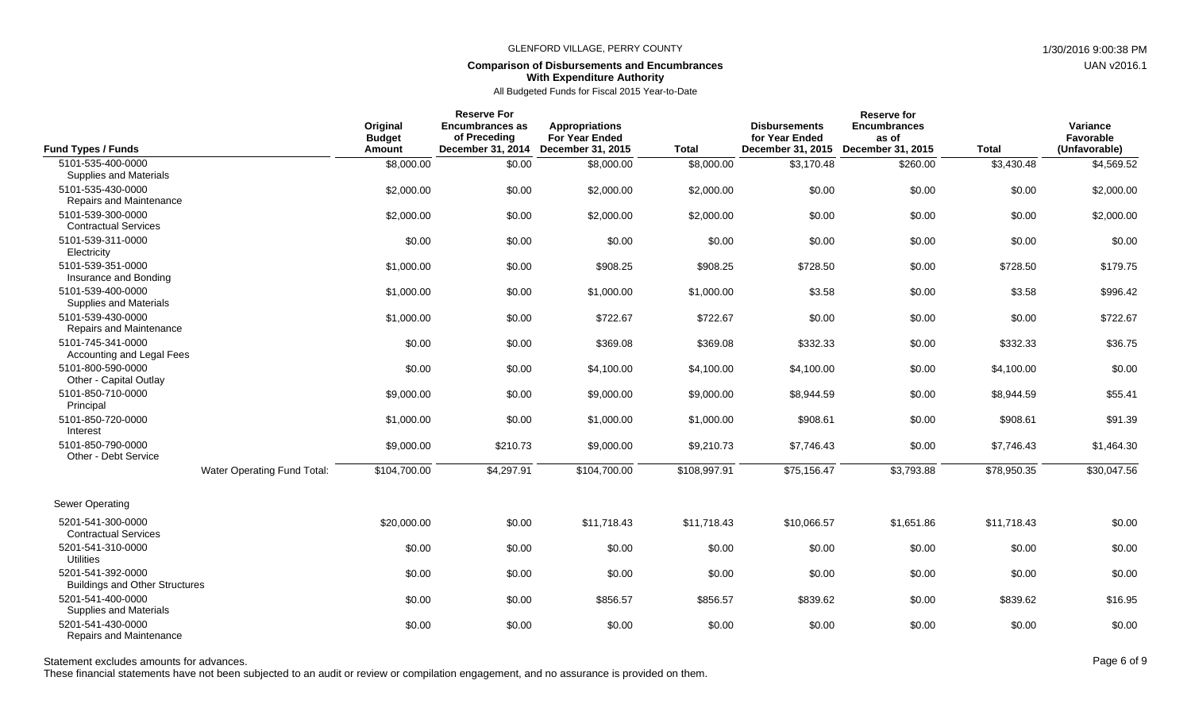GLENFORD VILLAGE, PERRY COUNTY

**Comparison of Disbursements and Encumbrances With Expenditure Authority**

All Budgeted Funds for Fiscal 2015 Year-to-Date

| Fund Types / Funds | Original Budget Amount | Reserve For Encumbrances as of Preceding December 31, 2014 | Appropriations For Year Ended December 31, 2015 | Total | Disbursements for Year Ended December 31, 2015 | Reserve for Encumbrances as of December 31, 2015 | Total | Variance Favorable (Unfavorable) |
|---|---|---|---|---|---|---|---|---|
| 5101-535-400-0000 Supplies and Materials | $8,000.00 | $0.00 | $8,000.00 | $8,000.00 | $3,170.48 | $260.00 | $3,430.48 | $4,569.52 |
| 5101-535-430-0000 Repairs and Maintenance | $2,000.00 | $0.00 | $2,000.00 | $2,000.00 | $0.00 | $0.00 | $0.00 | $2,000.00 |
| 5101-539-300-0000 Contractual Services | $2,000.00 | $0.00 | $2,000.00 | $2,000.00 | $0.00 | $0.00 | $0.00 | $2,000.00 |
| 5101-539-311-0000 Electricity | $0.00 | $0.00 | $0.00 | $0.00 | $0.00 | $0.00 | $0.00 | $0.00 |
| 5101-539-351-0000 Insurance and Bonding | $1,000.00 | $0.00 | $908.25 | $908.25 | $728.50 | $0.00 | $728.50 | $179.75 |
| 5101-539-400-0000 Supplies and Materials | $1,000.00 | $0.00 | $1,000.00 | $1,000.00 | $3.58 | $0.00 | $3.58 | $996.42 |
| 5101-539-430-0000 Repairs and Maintenance | $1,000.00 | $0.00 | $722.67 | $722.67 | $0.00 | $0.00 | $0.00 | $722.67 |
| 5101-745-341-0000 Accounting and Legal Fees | $0.00 | $0.00 | $369.08 | $369.08 | $332.33 | $0.00 | $332.33 | $36.75 |
| 5101-800-590-0000 Other - Capital Outlay | $0.00 | $0.00 | $4,100.00 | $4,100.00 | $4,100.00 | $0.00 | $4,100.00 | $0.00 |
| 5101-850-710-0000 Principal | $9,000.00 | $0.00 | $9,000.00 | $9,000.00 | $8,944.59 | $0.00 | $8,944.59 | $55.41 |
| 5101-850-720-0000 Interest | $1,000.00 | $0.00 | $1,000.00 | $1,000.00 | $908.61 | $0.00 | $908.61 | $91.39 |
| 5101-850-790-0000 Other - Debt Service | $9,000.00 | $210.73 | $9,000.00 | $9,210.73 | $7,746.43 | $0.00 | $7,746.43 | $1,464.30 |
| Water Operating Fund Total: | $104,700.00 | $4,297.91 | $104,700.00 | $108,997.91 | $75,156.47 | $3,793.88 | $78,950.35 | $30,047.56 |
| **Sewer Operating** | | | | | | | | |
| 5201-541-300-0000 Contractual Services | $20,000.00 | $0.00 | $11,718.43 | $11,718.43 | $10,066.57 | $1,651.86 | $11,718.43 | $0.00 |
| 5201-541-310-0000 Utilities | $0.00 | $0.00 | $0.00 | $0.00 | $0.00 | $0.00 | $0.00 | $0.00 |
| 5201-541-392-0000 Buildings and Other Structures | $0.00 | $0.00 | $0.00 | $0.00 | $0.00 | $0.00 | $0.00 | $0.00 |
| 5201-541-400-0000 Supplies and Materials | $0.00 | $0.00 | $856.57 | $856.57 | $839.62 | $0.00 | $839.62 | $16.95 |
| 5201-541-430-0000 Repairs and Maintenance | $0.00 | $0.00 | $0.00 | $0.00 | $0.00 | $0.00 | $0.00 | $0.00 |

Statement excludes amounts for advances.

These financial statements have not been subjected to an audit or review or compilation engagement, and no assurance is provided on them.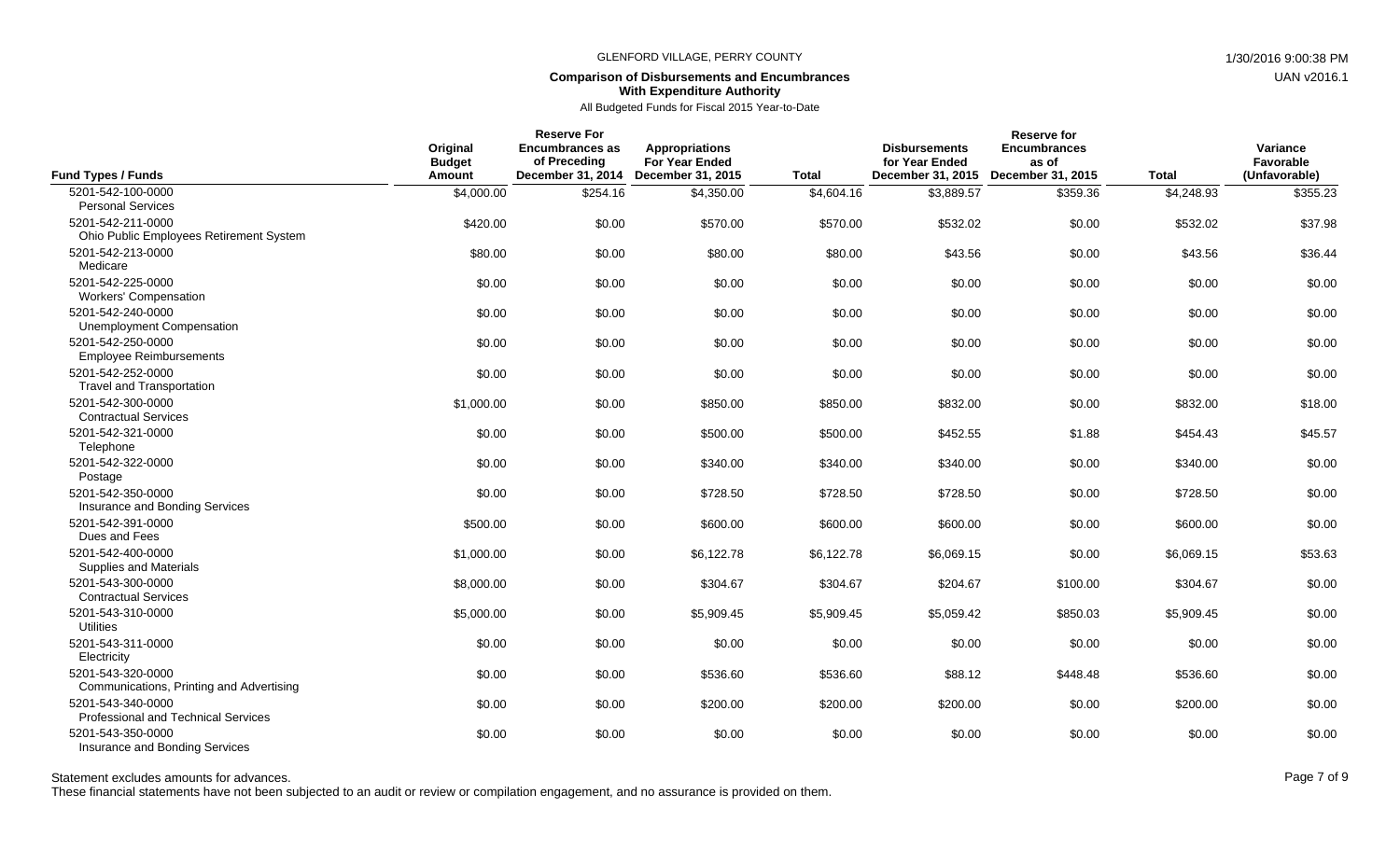GLENFORD VILLAGE, PERRY COUNTY

**Comparison of Disbursements and Encumbrances With Expenditure Authority**

All Budgeted Funds for Fiscal 2015 Year-to-Date

| Fund Types / Funds | Original Budget Amount | Reserve For Encumbrances as of Preceding December 31, 2014 | Appropriations For Year Ended December 31, 2015 | Total | Disbursements for Year Ended December 31, 2015 | Reserve for Encumbrances as of December 31, 2015 | Total | Variance Favorable (Unfavorable) |
|---|---|---|---|---|---|---|---|---|
| 5201-542-100-0000 Personal Services | $4,000.00 | $254.16 | $4,350.00 | $4,604.16 | $3,889.57 | $359.36 | $4,248.93 | $355.23 |
| 5201-542-211-0000 Ohio Public Employees Retirement System | $420.00 | $0.00 | $570.00 | $570.00 | $532.02 | $0.00 | $532.02 | $37.98 |
| 5201-542-213-0000 Medicare | $80.00 | $0.00 | $80.00 | $80.00 | $43.56 | $0.00 | $43.56 | $36.44 |
| 5201-542-225-0000 Workers' Compensation | $0.00 | $0.00 | $0.00 | $0.00 | $0.00 | $0.00 | $0.00 | $0.00 |
| 5201-542-240-0000 Unemployment Compensation | $0.00 | $0.00 | $0.00 | $0.00 | $0.00 | $0.00 | $0.00 | $0.00 |
| 5201-542-250-0000 Employee Reimbursements | $0.00 | $0.00 | $0.00 | $0.00 | $0.00 | $0.00 | $0.00 | $0.00 |
| 5201-542-252-0000 Travel and Transportation | $0.00 | $0.00 | $0.00 | $0.00 | $0.00 | $0.00 | $0.00 | $0.00 |
| 5201-542-300-0000 Contractual Services | $1,000.00 | $0.00 | $850.00 | $850.00 | $832.00 | $0.00 | $832.00 | $18.00 |
| 5201-542-321-0000 Telephone | $0.00 | $0.00 | $500.00 | $500.00 | $452.55 | $1.88 | $454.43 | $45.57 |
| 5201-542-322-0000 Postage | $0.00 | $0.00 | $340.00 | $340.00 | $340.00 | $0.00 | $340.00 | $0.00 |
| 5201-542-350-0000 Insurance and Bonding Services | $0.00 | $0.00 | $728.50 | $728.50 | $728.50 | $0.00 | $728.50 | $0.00 |
| 5201-542-391-0000 Dues and Fees | $500.00 | $0.00 | $600.00 | $600.00 | $600.00 | $0.00 | $600.00 | $0.00 |
| 5201-542-400-0000 Supplies and Materials | $1,000.00 | $0.00 | $6,122.78 | $6,122.78 | $6,069.15 | $0.00 | $6,069.15 | $53.63 |
| 5201-543-300-0000 Contractual Services | $8,000.00 | $0.00 | $304.67 | $304.67 | $204.67 | $100.00 | $304.67 | $0.00 |
| 5201-543-310-0000 Utilities | $5,000.00 | $0.00 | $5,909.45 | $5,909.45 | $5,059.42 | $850.03 | $5,909.45 | $0.00 |
| 5201-543-311-0000 Electricity | $0.00 | $0.00 | $0.00 | $0.00 | $0.00 | $0.00 | $0.00 | $0.00 |
| 5201-543-320-0000 Communications, Printing and Advertising | $0.00 | $0.00 | $536.60 | $536.60 | $88.12 | $448.48 | $536.60 | $0.00 |
| 5201-543-340-0000 Professional and Technical Services | $0.00 | $0.00 | $200.00 | $200.00 | $200.00 | $0.00 | $200.00 | $0.00 |
| 5201-543-350-0000 Insurance and Bonding Services | $0.00 | $0.00 | $0.00 | $0.00 | $0.00 | $0.00 | $0.00 | $0.00 |

Statement excludes amounts for advances.

These financial statements have not been subjected to an audit or review or compilation engagement, and no assurance is provided on them.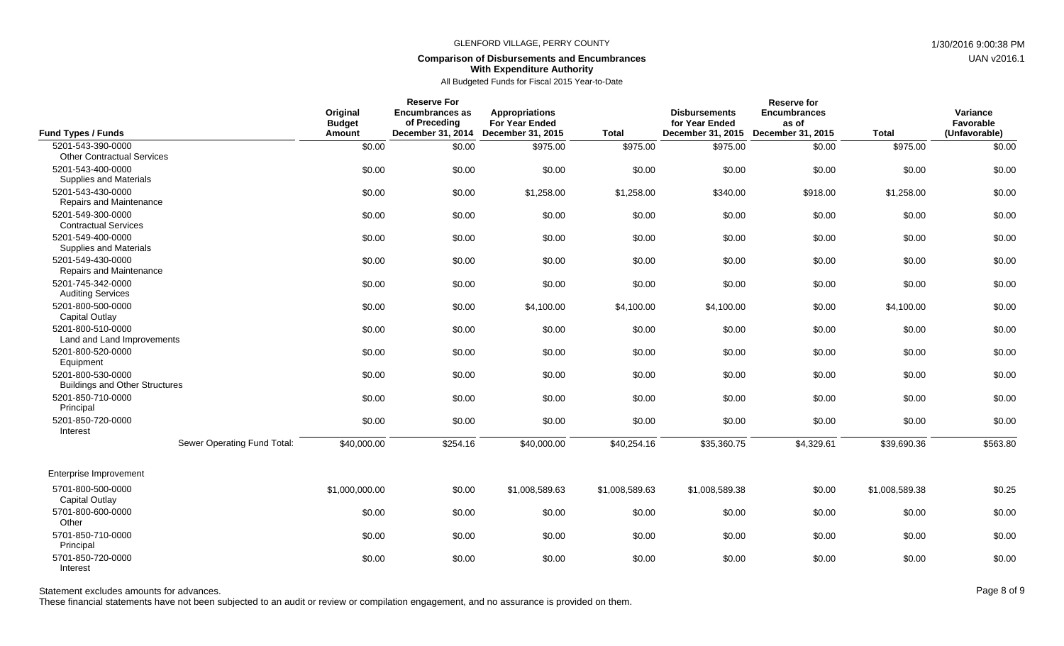GLENFORD VILLAGE, PERRY COUNTY

**Comparison of Disbursements and Encumbrances With Expenditure Authority**

All Budgeted Funds for Fiscal 2015 Year-to-Date

| Fund Types / Funds | Original Budget Amount | Reserve For Encumbrances as of Preceding December 31, 2014 | Appropriations For Year Ended December 31, 2015 | Total | Disbursements for Year Ended December 31, 2015 | Reserve for Encumbrances as of December 31, 2015 | Total | Variance Favorable (Unfavorable) |
|---|---|---|---|---|---|---|---|---|
| 5201-543-390-0000 Other Contractual Services | $0.00 | $0.00 | $975.00 | $975.00 | $975.00 | $0.00 | $975.00 | $0.00 |
| 5201-543-400-0000 Supplies and Materials | $0.00 | $0.00 | $0.00 | $0.00 | $0.00 | $0.00 | $0.00 | $0.00 |
| 5201-543-430-0000 Repairs and Maintenance | $0.00 | $0.00 | $1,258.00 | $1,258.00 | $340.00 | $918.00 | $1,258.00 | $0.00 |
| 5201-549-300-0000 Contractual Services | $0.00 | $0.00 | $0.00 | $0.00 | $0.00 | $0.00 | $0.00 | $0.00 |
| 5201-549-400-0000 Supplies and Materials | $0.00 | $0.00 | $0.00 | $0.00 | $0.00 | $0.00 | $0.00 | $0.00 |
| 5201-549-430-0000 Repairs and Maintenance | $0.00 | $0.00 | $0.00 | $0.00 | $0.00 | $0.00 | $0.00 | $0.00 |
| 5201-745-342-0000 Auditing Services | $0.00 | $0.00 | $0.00 | $0.00 | $0.00 | $0.00 | $0.00 | $0.00 |
| 5201-800-500-0000 Capital Outlay | $0.00 | $0.00 | $4,100.00 | $4,100.00 | $4,100.00 | $0.00 | $4,100.00 | $0.00 |
| 5201-800-510-0000 Land and Land Improvements | $0.00 | $0.00 | $0.00 | $0.00 | $0.00 | $0.00 | $0.00 | $0.00 |
| 5201-800-520-0000 Equipment | $0.00 | $0.00 | $0.00 | $0.00 | $0.00 | $0.00 | $0.00 | $0.00 |
| 5201-800-530-0000 Buildings and Other Structures | $0.00 | $0.00 | $0.00 | $0.00 | $0.00 | $0.00 | $0.00 | $0.00 |
| 5201-850-710-0000 Principal | $0.00 | $0.00 | $0.00 | $0.00 | $0.00 | $0.00 | $0.00 | $0.00 |
| 5201-850-720-0000 Interest | $0.00 | $0.00 | $0.00 | $0.00 | $0.00 | $0.00 | $0.00 | $0.00 |
| Sewer Operating Fund Total: | $40,000.00 | $254.16 | $40,000.00 | $40,254.16 | $35,360.75 | $4,329.61 | $39,690.36 | $563.80 |
| Enterprise Improvement | | | | | | | | |
| 5701-800-500-0000 Capital Outlay | $1,000,000.00 | $0.00 | $1,008,589.63 | $1,008,589.63 | $1,008,589.38 | $0.00 | $1,008,589.38 | $0.25 |
| 5701-800-600-0000 Other | $0.00 | $0.00 | $0.00 | $0.00 | $0.00 | $0.00 | $0.00 | $0.00 |
| 5701-850-710-0000 Principal | $0.00 | $0.00 | $0.00 | $0.00 | $0.00 | $0.00 | $0.00 | $0.00 |
| 5701-850-720-0000 Interest | $0.00 | $0.00 | $0.00 | $0.00 | $0.00 | $0.00 | $0.00 | $0.00 |

Statement excludes amounts for advances.

These financial statements have not been subjected to an audit or review or compilation engagement, and no assurance is provided on them.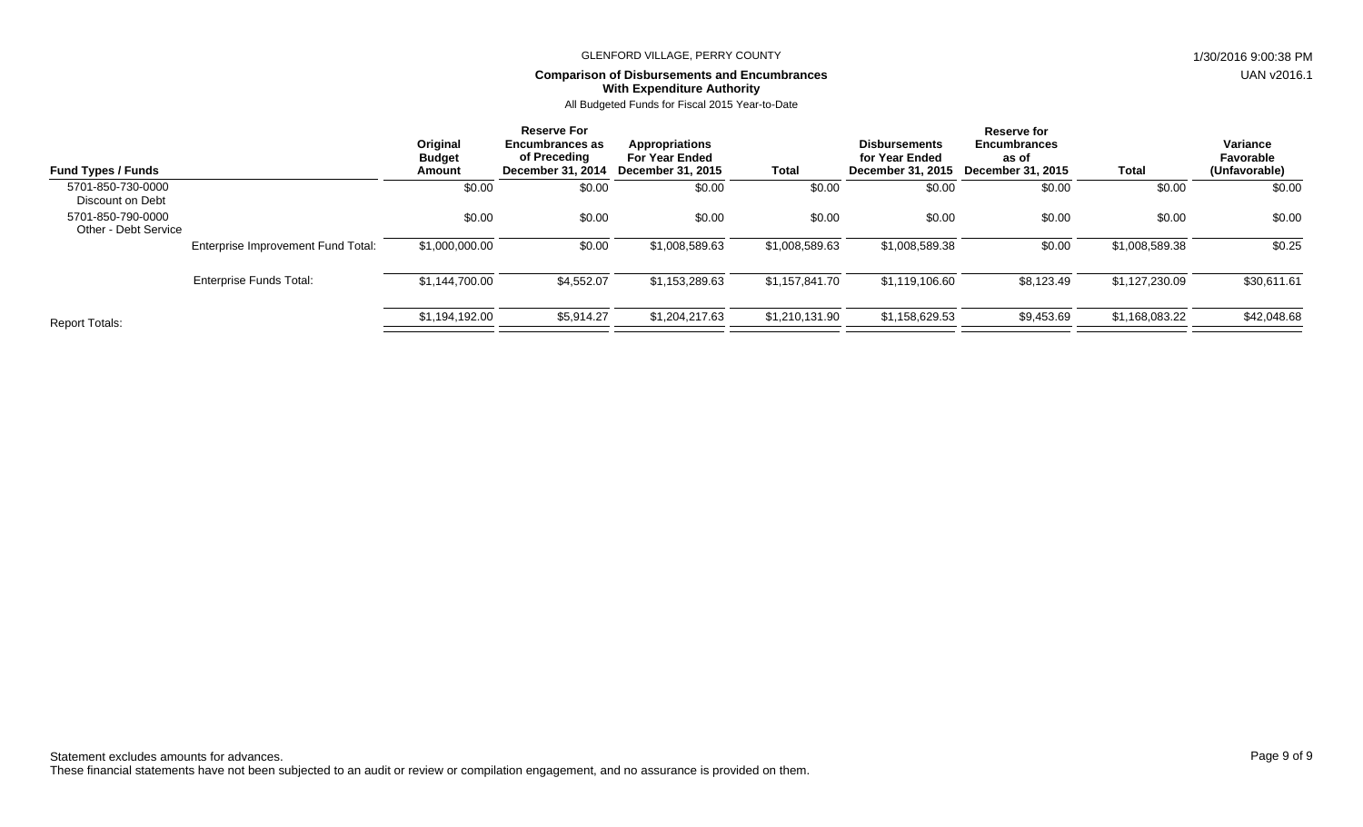GLENFORD VILLAGE, PERRY COUNTY

**Comparison of Disbursements and Encumbrances With Expenditure Authority**

All Budgeted Funds for Fiscal 2015 Year-to-Date

| Fund Types / Funds | | Original Budget Amount | Reserve For Encumbrances as of Preceding December 31, 2014 | Appropriations For Year Ended December 31, 2015 | Total | Disbursements for Year Ended December 31, 2015 | Reserve for Encumbrances as of December 31, 2015 | Total | Variance Favorable (Unfavorable) |
|---|---|---|---|---|---|---|---|---|---|
| 5701-850-730-0000 Discount on Debt | | $0.00 | $0.00 | $0.00 | $0.00 | $0.00 | $0.00 | $0.00 | $0.00 |
| 5701-850-790-0000 Other - Debt Service | | $0.00 | $0.00 | $0.00 | $0.00 | $0.00 | $0.00 | $0.00 | $0.00 |
| | Enterprise Improvement Fund Total: | $1,000,000.00 | $0.00 | $1,008,589.63 | $1,008,589.63 | $1,008,589.38 | $0.00 | $1,008,589.38 | $0.25 |
| | Enterprise Funds Total: | $1,144,700.00 | $4,552.07 | $1,153,289.63 | $1,157,841.70 | $1,119,106.60 | $8,123.49 | $1,127,230.09 | $30,611.61 |
| Report Totals: | | $1,194,192.00 | $5,914.27 | $1,204,217.63 | $1,210,131.90 | $1,158,629.53 | $9,453.69 | $1,168,083.22 | $42,048.68 |

Statement excludes amounts for advances.

These financial statements have not been subjected to an audit or review or compilation engagement, and no assurance is provided on them.